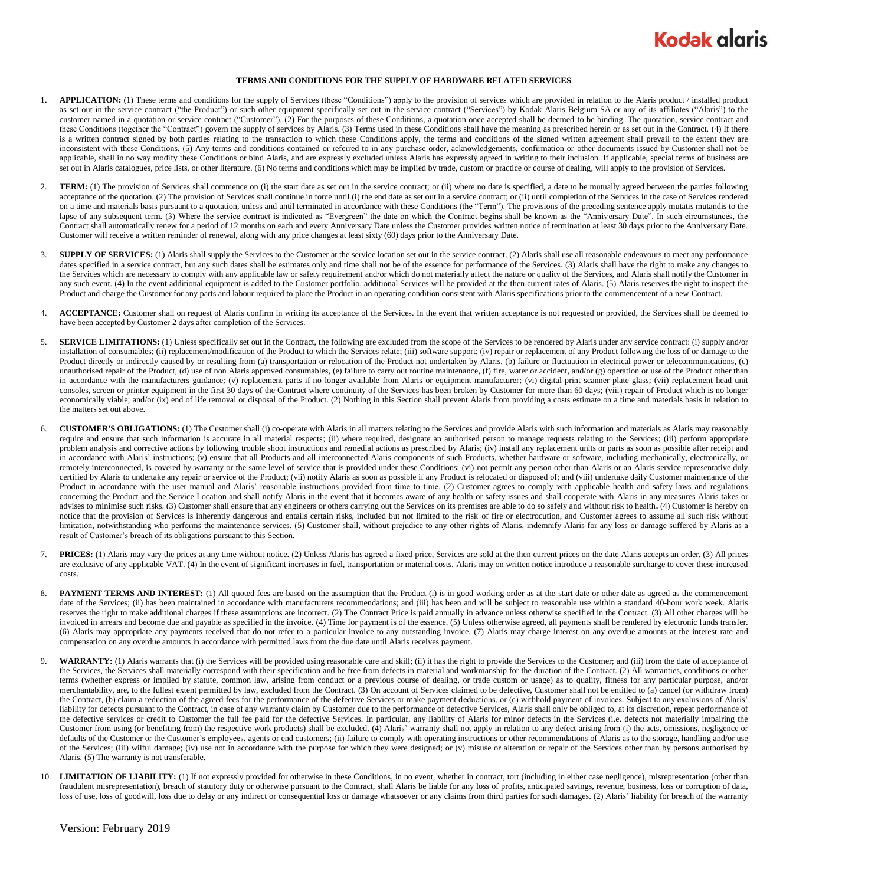# TERMS AND CONDITIONS FOR THE SUPPLY OF HARDWARE RELATED SERVICES

1. **APPLICATION:** (1) These terms and conditions for the supply of Services (these "Conditions") apply to the provision of services which are provided in relation to the Alaris product / installed product as set out in the service contract ("the Product") or such other equipment specifically set out in the service contract ("Services") by Kodak Alaris Belgium SA or any of its affiliates ("Alaris") to the customer named in a quotation or service contract ("Customer"). (2) For the purposes of these Conditions, a quotation once accepted shall be deemed to be binding. The quotation, service contract and these Conditions (together the "Contract") govern the supply of services by Alaris. (3) Terms used in these Conditions shall have the meaning as prescribed herein or as set out in the Contract. (4) If there is a written contract signed by both parties relating to the transaction to which these Conditions apply, the terms and conditions of the signed written agreement shall prevail to the extent they are inconsistent with these Conditions. (5) Any terms and conditions contained or referred to in any purchase order, acknowledgements, confirmation or other documents issued by Customer shall not be applicable, shall in no way modify these Conditions or bind Alaris, and are expressly excluded unless Alaris has expressly agreed in writing to their inclusion. If applicable, special terms of business are set out in Alaris catalogues, price lists, or other literature. (6) No terms and conditions which may be implied by trade, custom or practice or course of dealing, will apply to the provision of Services.

2. **TERM:** (1) The provision of Services shall commence on (i) the start date as set out in the service contract; or (ii) where no date is specified, a date to be mutually agreed between the parties following acceptance of the quotation. (2) The provision of Services shall continue in force until (i) the end date as set out in a service contract; or (ii) until completion of the Services in the case of Services rendered on a time and materials basis pursuant to a quotation, unless and until terminated in accordance with these Conditions (the "Term"). The provisions of the preceding sentence apply mutatis mutandis to the lapse of any subsequent term. (3) Where the service contract is indicated as "Evergreen" the date on which the Contract begins shall be known as the "Anniversary Date". In such circumstances, the Contract shall automatically renew for a period of 12 months on each and every Anniversary Date unless the Customer provides written notice of termination at least 30 days prior to the Anniversary Date. Customer will receive a written reminder of renewal, along with any price changes at least sixty (60) days prior to the Anniversary Date.

3. **SUPPLY OF SERVICES:** (1) Alaris shall supply the Services to the Customer at the service location set out in the service contract. (2) Alaris shall use all reasonable endeavours to meet any performance dates specified in a service contract, but any such dates shall be estimates only and time shall not be of the essence for performance of the Services. (3) Alaris shall have the right to make any changes to the Services which are necessary to comply with any applicable law or safety requirement and/or which do not materially affect the nature or quality of the Services, and Alaris shall notify the Customer in any such event. (4) In the event additional equipment is added to the Customer portfolio, additional Services will be provided at the then current rates of Alaris. (5) Alaris reserves the right to inspect the Product and charge the Customer for any parts and labour required to place the Product in an operating condition consistent with Alaris specifications prior to the commencement of a new Contract.

4. **ACCEPTANCE:** Customer shall on request of Alaris confirm in writing its acceptance of the Services. In the event that written acceptance is not requested or provided, the Services shall be deemed to have been accepted by Customer 2 days after completion of the Services.

5. **SERVICE LIMITATIONS:** (1) Unless specifically set out in the Contract, the following are excluded from the scope of the Services to be rendered by Alaris under any service contract: (i) supply and/or installation of consumables; (ii) replacement/modification of the Product to which the Services relate; (iii) software support; (iv) repair or replacement of any Product following the loss of or damage to the Product directly or indirectly caused by or resulting from (a) transportation or relocation of the Product not undertaken by Alaris, (b) failure or fluctuation in electrical power or telecommunications, (c) unauthorised repair of the Product, (d) use of non Alaris approved consumables, (e) failure to carry out routine maintenance, (f) fire, water or accident, and/or (g) operation or use of the Product other than in accordance with the manufacturers guidance; (v) replacement parts if no longer available from Alaris or equipment manufacturer; (vi) digital print scanner plate glass; (vii) replacement head unit consoles, screen or printer equipment in the first 30 days of the Contract where continuity of the Services has been broken by Customer for more than 60 days; (viii) repair of Product which is no longer economically viable; and/or (ix) end of life removal or disposal of the Product. (2) Nothing in this Section shall prevent Alaris from providing a costs estimate on a time and materials basis in relation to the matters set out above.

6. **CUSTOMER'S OBLIGATIONS:** (1) The Customer shall (i) co-operate with Alaris in all matters relating to the Services and provide Alaris with such information and materials as Alaris may reasonably require and ensure that such information is accurate in all material respects; (ii) where required, designate an authorised person to manage requests relating to the Services; (iii) perform appropriate problem analysis and corrective actions by following trouble shoot instructions and remedial actions as prescribed by Alaris; (iv) install any replacement units or parts as soon as possible after receipt and in accordance with Alaris' instructions; (v) ensure that all Products and all interconnected Alaris components of such Products, whether hardware or software, including mechanically, electronically, or remotely interconnected, is covered by warranty or the same level of service that is provided under these Conditions; (vi) not permit any person other than Alaris or an Alaris service representative duly certified by Alaris to undertake any repair or service of the Product; (vii) notify Alaris as soon as possible if any Product is relocated or disposed of; and (viii) undertake daily Customer maintenance of the Product in accordance with the user manual and Alaris' reasonable instructions provided from time to time. (2) Customer agrees to comply with applicable health and safety laws and regulations concerning the Product and the Service Location and shall notify Alaris in the event that it becomes aware of any health or safety issues and shall cooperate with Alaris in any measures Alaris takes or advises to minimise such risks. (3) Customer shall ensure that any engineers or others carrying out the Services on its premises are able to do so safely and without risk to health. (4) Customer is hereby on notice that the provision of Services is inherently dangerous and entails certain risks, included but not limited to the risk of fire or electrocution, and Customer agrees to assume all such risk without limitation, notwithstanding who performs the maintenance services. (5) Customer shall, without prejudice to any other rights of Alaris, indemnify Alaris for any loss or damage suffered by Alaris as a result of Customer's breach of its obligations pursuant to this Section.

7. **PRICES:** (1) Alaris may vary the prices at any time without notice. (2) Unless Alaris has agreed a fixed price, Services are sold at the then current prices on the date Alaris accepts an order. (3) All prices are exclusive of any applicable VAT. (4) In the event of significant increases in fuel, transportation or material costs, Alaris may on written notice introduce a reasonable surcharge to cover these increased costs.

8. **PAYMENT TERMS AND INTEREST:** (1) All quoted fees are based on the assumption that the Product (i) is in good working order as at the start date or other date as agreed as the commencement date of the Services; (ii) has been maintained in accordance with manufacturers recommendations; and (iii) has been and will be subject to reasonable use within a standard 40-hour work week. Alaris reserves the right to make additional charges if these assumptions are incorrect. (2) The Contract Price is paid annually in advance unless otherwise specified in the Contract. (3) All other charges will be invoiced in arrears and become due and payable as specified in the invoice. (4) Time for payment is of the essence. (5) Unless otherwise agreed, all payments shall be rendered by electronic funds transfer. (6) Alaris may appropriate any payments received that do not refer to a particular invoice to any outstanding invoice. (7) Alaris may charge interest on any overdue amounts at the interest rate and compensation on any overdue amounts in accordance with permitted laws from the due date until Alaris receives payment.

9. **WARRANTY:** (1) Alaris warrants that (i) the Services will be provided using reasonable care and skill; (ii) it has the right to provide the Services to the Customer; and (iii) from the date of acceptance of the Services, the Services shall materially correspond with their specification and be free from defects in material and workmanship for the duration of the Contract. (2) All warranties, conditions or other terms (whether express or implied by statute, common law, arising from conduct or a previous course of dealing, or trade custom or usage) as to quality, fitness for any particular purpose, and/or merchantability, are, to the fullest extent permitted by law, excluded from the Contract. (3) On account of Services claimed to be defective, Customer shall not be entitled to (a) cancel (or withdraw from) the Contract, (b) claim a reduction of the agreed fees for the performance of the defective Services or make payment deductions, or (c) withhold payment of invoices. Subject to any exclusions of Alaris' liability for defects pursuant to the Contract, in case of any warranty claim by Customer due to the performance of defective Services, Alaris shall only be obliged to, at its discretion, repeat performance of the defective services or credit to Customer the full fee paid for the defective Services. In particular, any liability of Alaris for minor defects in the Services (i.e. defects not materially impairing the Customer from using (or benefiting from) the respective work products) shall be excluded. (4) Alaris' warranty shall not apply in relation to any defect arising from (i) the acts, omissions, negligence or defaults of the Customer or the Customer's employees, agents or end customers; (ii) failure to comply with operating instructions or other recommendations of Alaris as to the storage, handling and/or use of the Services; (iii) wilful damage; (iv) use not in accordance with the purpose for which they were designed; or (v) misuse or alteration or repair of the Services other than by persons authorised by Alaris. (5) The warranty is not transferable.

10. **LIMITATION OF LIABILITY:** (1) If not expressly provided for otherwise in these Conditions, in no event, whether in contract, tort (including in either case negligence), misrepresentation (other than fraudulent misrepresentation), breach of statutory duty or otherwise pursuant to the Contract, shall Alaris be liable for any loss of profits, anticipated savings, revenue, business, loss or corruption of data, loss of use, loss of goodwill, loss due to delay or any indirect or consequential loss or damage whatsoever or any claims from third parties for such damages. (2) Alaris' liability for breach of the warranty

Version: February 2019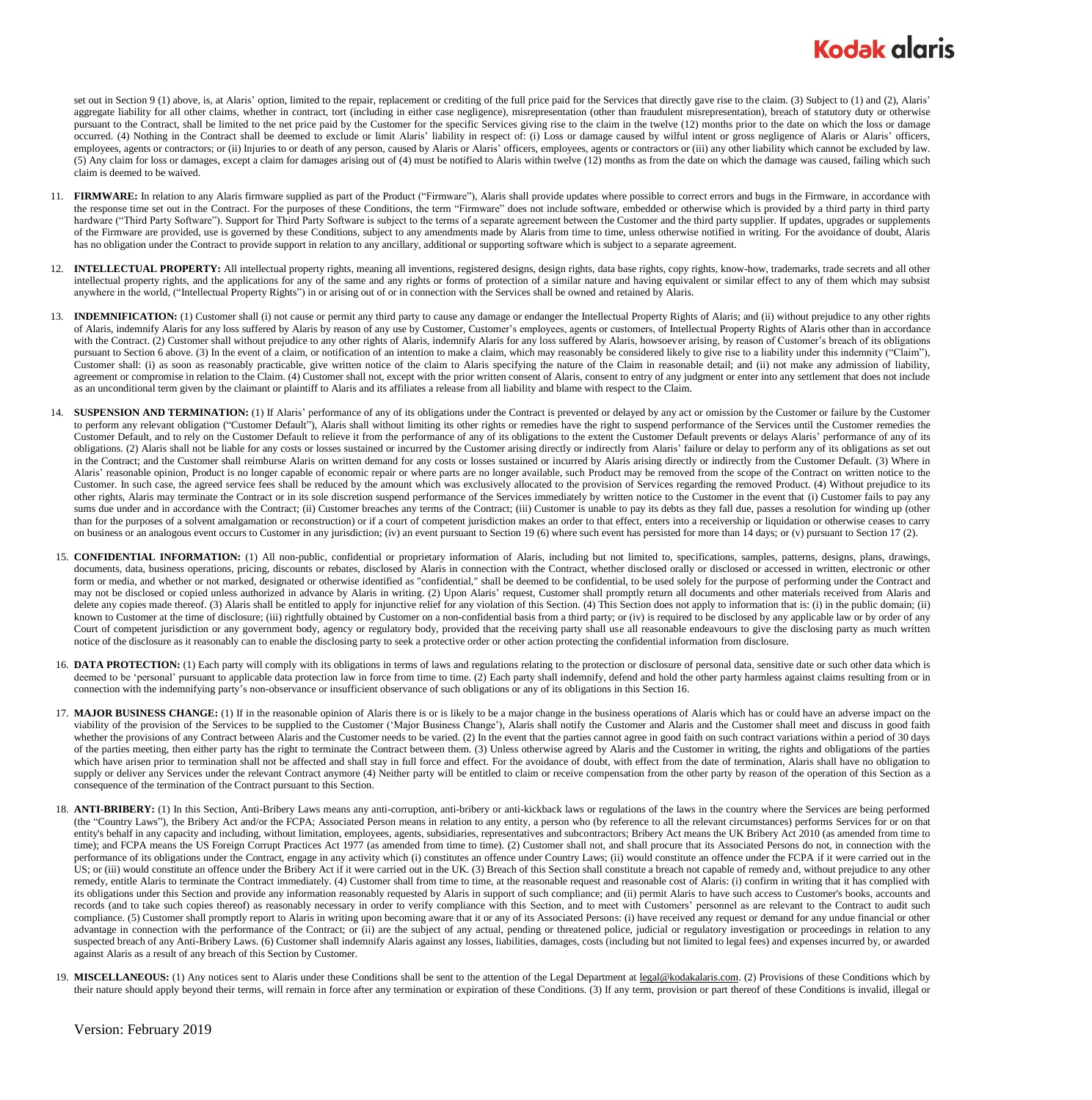set out in Section 9 (1) above, is, at Alaris' option, limited to the repair, replacement or crediting of the full price paid for the Services that directly gave rise to the claim. (3) Subject to (1) and (2), Alaris' aggregate liability for all other claims, whether in contract, tort (including in either case negligence), misrepresentation (other than fraudulent misrepresentation), breach of statutory duty or otherwise pursuant to the Contract, shall be limited to the net price paid by the Customer for the specific Services giving rise to the claim in the twelve (12) months prior to the date on which the loss or damage occurred. (4) Nothing in the Contract shall be deemed to exclude or limit Alaris' liability in respect of: (i) Loss or damage caused by wilful intent or gross negligence of Alaris or Alaris' officers, employees, agents or contractors; or (ii) Injuries to or death of any person, caused by Alaris or Alaris' officers, employees, agents or contractors or (iii) any other liability which cannot be excluded by law. (5) Any claim for loss or damages, except a claim for damages arising out of (4) must be notified to Alaris within twelve (12) months as from the date on which the damage was caused, failing which such claim is deemed to be waived.

11. **FIRMWARE:** In relation to any Alaris firmware supplied as part of the Product ("Firmware"), Alaris shall provide updates where possible to correct errors and bugs in the Firmware, in accordance with the response time set out in the Contract. For the purposes of these Conditions, the term "Firmware" does not include software, embedded or otherwise which is provided by a third party in third party hardware ("Third Party Software"). Support for Third Party Software is subject to the terms of a separate agreement between the Customer and the third party supplier. If updates, upgrades or supplements of the Firmware are provided, use is governed by these Conditions, subject to any amendments made by Alaris from time to time, unless otherwise notified in writing. For the avoidance of doubt, Alaris has no obligation under the Contract to provide support in relation to any ancillary, additional or supporting software which is subject to a separate agreement.

12. **INTELLECTUAL PROPERTY:** All intellectual property rights, meaning all inventions, registered designs, design rights, data base rights, copy rights, know-how, trademarks, trade secrets and all other intellectual property rights, and the applications for any of the same and any rights or forms of protection of a similar nature and having equivalent or similar effect to any of them which may subsist anywhere in the world, ("Intellectual Property Rights") in or arising out of or in connection with the Services shall be owned and retained by Alaris.

13. **INDEMNIFICATION:** (1) Customer shall (i) not cause or permit any third party to cause any damage or endanger the Intellectual Property Rights of Alaris; and (ii) without prejudice to any other rights of Alaris, indemnify Alaris for any loss suffered by Alaris by reason of any use by Customer, Customer's employees, agents or customers, of Intellectual Property Rights of Alaris other than in accordance with the Contract. (2) Customer shall without prejudice to any other rights of Alaris, indemnify Alaris for any loss suffered by Alaris, howsoever arising, by reason of Customer's breach of its obligations pursuant to Section 6 above. (3) In the event of a claim, or notification of an intention to make a claim, which may reasonably be considered likely to give rise to a liability under this indemnity ("Claim"), Customer shall: (i) as soon as reasonably practicable, give written notice of the claim to Alaris specifying the nature of the Claim in reasonable detail; and (ii) not make any admission of liability, agreement or compromise in relation to the Claim. (4) Customer shall not, except with the prior written consent of Alaris, consent to entry of any judgment or enter into any settlement that does not include as an unconditional term given by the claimant or plaintiff to Alaris and its affiliates a release from all liability and blame with respect to the Claim.

14. **SUSPENSION AND TERMINATION:** (1) If Alaris' performance of any of its obligations under the Contract is prevented or delayed by any act or omission by the Customer or failure by the Customer to perform any relevant obligation ("Customer Default"), Alaris shall without limiting its other rights or remedies have the right to suspend performance of the Services until the Customer remedies the Customer Default, and to rely on the Customer Default to relieve it from the performance of any of its obligations to the extent the Customer Default prevents or delays Alaris' performance of any of its obligations. (2) Alaris shall not be liable for any costs or losses sustained or incurred by the Customer arising directly or indirectly from Alaris' failure or delay to perform any of its obligations as set out in the Contract; and the Customer shall reimburse Alaris on written demand for any costs or losses sustained or incurred by Alaris arising directly or indirectly from the Customer Default. (3) Where in Alaris' reasonable opinion, Product is no longer capable of economic repair or where parts are no longer available, such Product may be removed from the scope of the Contract on written notice to the Customer. In such case, the agreed service fees shall be reduced by the amount which was exclusively allocated to the provision of Services regarding the removed Product. (4) Without prejudice to its other rights, Alaris may terminate the Contract or in its sole discretion suspend performance of the Services immediately by written notice to the Customer in the event that (i) Customer fails to pay any sums due under and in accordance with the Contract; (ii) Customer breaches any terms of the Contract; (iii) Customer is unable to pay its debts as they fall due, passes a resolution for winding up (other than for the purposes of a solvent amalgamation or reconstruction) or if a court of competent jurisdiction makes an order to that effect, enters into a receivership or liquidation or otherwise ceases to carry on business or an analogous event occurs to Customer in any jurisdiction; (iv) an event pursuant to Section 19 (6) where such event has persisted for more than 14 days; or (v) pursuant to Section 17 (2).

15. **CONFIDENTIAL INFORMATION:** (1) All non-public, confidential or proprietary information of Alaris, including but not limited to, specifications, samples, patterns, designs, plans, drawings, documents, data, business operations, pricing, discounts or rebates, disclosed by Alaris in connection with the Contract, whether disclosed orally or disclosed or accessed in written, electronic or other form or media, and whether or not marked, designated or otherwise identified as "confidential," shall be deemed to be confidential, to be used solely for the purpose of performing under the Contract and may not be disclosed or copied unless authorized in advance by Alaris in writing. (2) Upon Alaris' request, Customer shall promptly return all documents and other materials received from Alaris and delete any copies made thereof. (3) Alaris shall be entitled to apply for injunctive relief for any violation of this Section. (4) This Section does not apply to information that is: (i) in the public domain; (ii) known to Customer at the time of disclosure; (iii) rightfully obtained by Customer on a non-confidential basis from a third party; or (iv) is required to be disclosed by any applicable law or by order of any Court of competent jurisdiction or any government body, agency or regulatory body, provided that the receiving party shall use all reasonable endeavours to give the disclosing party as much written notice of the disclosure as it reasonably can to enable the disclosing party to seek a protective order or other action protecting the confidential information from disclosure.

16. **DATA PROTECTION:** (1) Each party will comply with its obligations in terms of laws and regulations relating to the protection or disclosure of personal data, sensitive date or such other data which is deemed to be 'personal' pursuant to applicable data protection law in force from time to time. (2) Each party shall indemnify, defend and hold the other party harmless against claims resulting from or in connection with the indemnifying party's non-observance or insufficient observance of such obligations or any of its obligations in this Section 16.

17. **MAJOR BUSINESS CHANGE:** (1) If in the reasonable opinion of Alaris there is or is likely to be a major change in the business operations of Alaris which has or could have an adverse impact on the viability of the provision of the Services to be supplied to the Customer ('Major Business Change'), Alaris shall notify the Customer and Alaris and the Customer shall meet and discuss in good faith whether the provisions of any Contract between Alaris and the Customer needs to be varied. (2) In the event that the parties cannot agree in good faith on such contract variations within a period of 30 days of the parties meeting, then either party has the right to terminate the Contract between them. (3) Unless otherwise agreed by Alaris and the Customer in writing, the rights and obligations of the parties which have arisen prior to termination shall not be affected and shall stay in full force and effect. For the avoidance of doubt, with effect from the date of termination, Alaris shall have no obligation to supply or deliver any Services under the relevant Contract anymore (4) Neither party will be entitled to claim or receive compensation from the other party by reason of the operation of this Section as a consequence of the termination of the Contract pursuant to this Section.

18. **ANTI-BRIBERY:** (1) In this Section, Anti-Bribery Laws means any anti-corruption, anti-bribery or anti-kickback laws or regulations of the laws in the country where the Services are being performed (the "Country Laws"), the Bribery Act and/or the FCPA; Associated Person means in relation to any entity, a person who (by reference to all the relevant circumstances) performs Services for or on that entity's behalf in any capacity and including, without limitation, employees, agents, subsidiaries, representatives and subcontractors; Bribery Act means the UK Bribery Act 2010 (as amended from time to time); and FCPA means the US Foreign Corrupt Practices Act 1977 (as amended from time to time). (2) Customer shall not, and shall procure that its Associated Persons do not, in connection with the performance of its obligations under the Contract, engage in any activity which (i) constitutes an offence under Country Laws; (ii) would constitute an offence under the FCPA if it were carried out in the US; or (iii) would constitute an offence under the Bribery Act if it were carried out in the UK. (3) Breach of this Section shall constitute a breach not capable of remedy and, without prejudice to any other remedy, entitle Alaris to terminate the Contract immediately. (4) Customer shall from time to time, at the reasonable request and reasonable cost of Alaris: (i) confirm in writing that it has complied with its obligations under this Section and provide any information reasonably requested by Alaris in support of such compliance; and (ii) permit Alaris to have such access to Customer's books, accounts and records (and to take such copies thereof) as reasonably necessary in order to verify compliance with this Section, and to meet with Customers' personnel as are relevant to the Contract to audit such compliance. (5) Customer shall promptly report to Alaris in writing upon becoming aware that it or any of its Associated Persons: (i) have received any request or demand for any undue financial or other advantage in connection with the performance of the Contract; or (ii) are the subject of any actual, pending or threatened police, judicial or regulatory investigation or proceedings in relation to any suspected breach of any Anti-Bribery Laws. (6) Customer shall indemnify Alaris against any losses, liabilities, damages, costs (including but not limited to legal fees) and expenses incurred by, or awarded against Alaris as a result of any breach of this Section by Customer.

19. **MISCELLANEOUS:** (1) Any notices sent to Alaris under these Conditions shall be sent to the attention of the Legal Department at legal@kodakalaris.com. (2) Provisions of these Conditions which by their nature should apply beyond their terms, will remain in force after any termination or expiration of these Conditions. (3) If any term, provision or part thereof of these Conditions is invalid, illegal or

Version: February 2019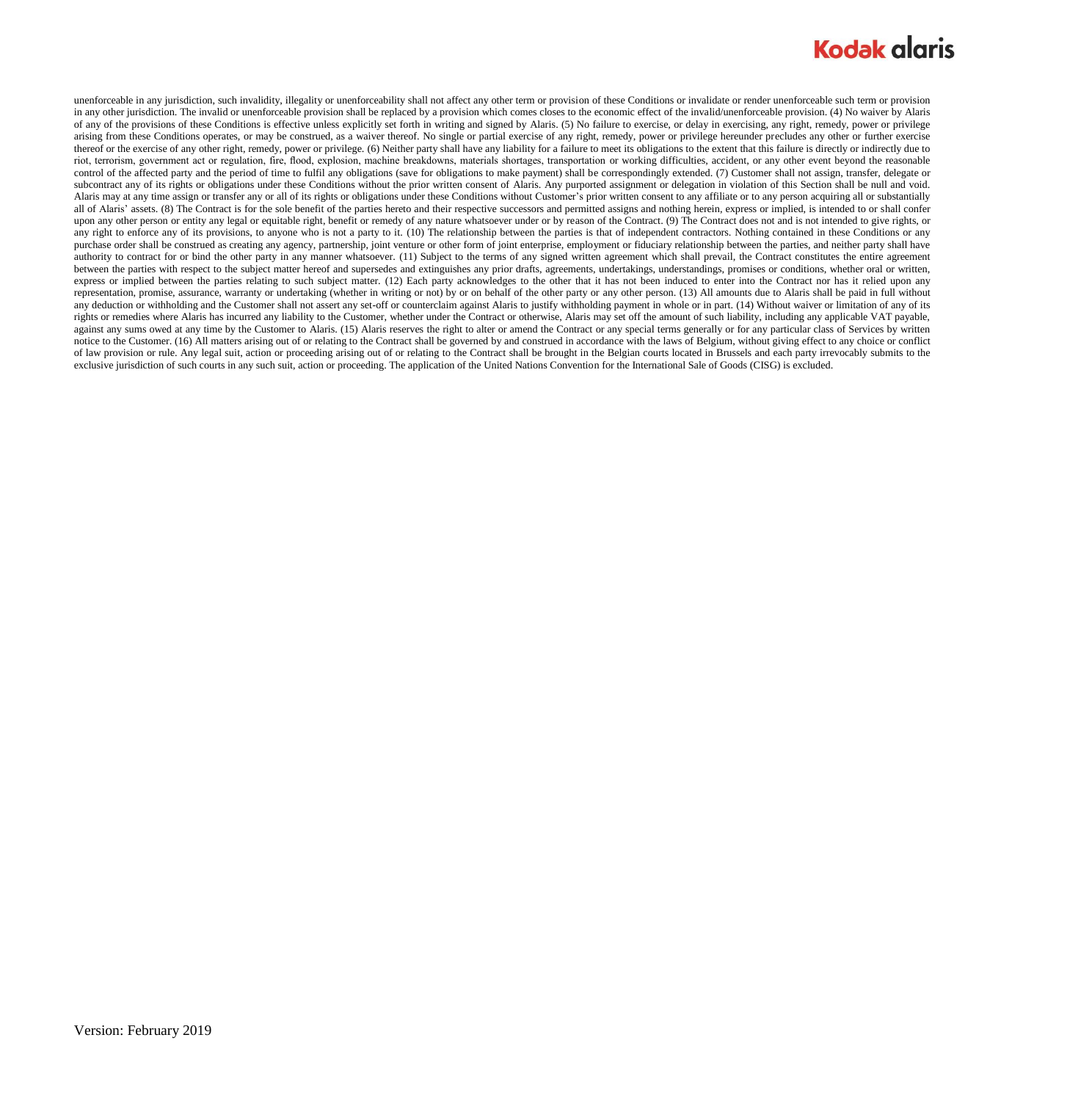unenforceable in any jurisdiction, such invalidity, illegality or unenforceability shall not affect any other term or provision of these Conditions or invalidate or render unenforceable such term or provision in any other jurisdiction. The invalid or unenforceable provision shall be replaced by a provision which comes closes to the economic effect of the invalid/unenforceable provision. (4) No waiver by Alaris of any of the provisions of these Conditions is effective unless explicitly set forth in writing and signed by Alaris. (5) No failure to exercise, or delay in exercising, any right, remedy, power or privilege arising from these Conditions operates, or may be construed, as a waiver thereof. No single or partial exercise of any right, remedy, power or privilege hereunder precludes any other or further exercise thereof or the exercise of any other right, remedy, power or privilege. (6) Neither party shall have any liability for a failure to meet its obligations to the extent that this failure is directly or indirectly due to riot, terrorism, government act or regulation, fire, flood, explosion, machine breakdowns, materials shortages, transportation or working difficulties, accident, or any other event beyond the reasonable control of the affected party and the period of time to fulfil any obligations (save for obligations to make payment) shall be correspondingly extended. (7) Customer shall not assign, transfer, delegate or subcontract any of its rights or obligations under these Conditions without the prior written consent of Alaris. Any purported assignment or delegation in violation of this Section shall be null and void. Alaris may at any time assign or transfer any or all of its rights or obligations under these Conditions without Customer's prior written consent to any affiliate or to any person acquiring all or substantially all of Alaris' assets. (8) The Contract is for the sole benefit of the parties hereto and their respective successors and permitted assigns and nothing herein, express or implied, is intended to or shall confer upon any other person or entity any legal or equitable right, benefit or remedy of any nature whatsoever under or by reason of the Contract. (9) The Contract does not and is not intended to give rights, or any right to enforce any of its provisions, to anyone who is not a party to it. (10) The relationship between the parties is that of independent contractors. Nothing contained in these Conditions or any purchase order shall be construed as creating any agency, partnership, joint venture or other form of joint enterprise, employment or fiduciary relationship between the parties, and neither party shall have authority to contract for or bind the other party in any manner whatsoever. (11) Subject to the terms of any signed written agreement which shall prevail, the Contract constitutes the entire agreement between the parties with respect to the subject matter hereof and supersedes and extinguishes any prior drafts, agreements, undertakings, understandings, promises or conditions, whether oral or written, express or implied between the parties relating to such subject matter. (12) Each party acknowledges to the other that it has not been induced to enter into the Contract nor has it relied upon any representation, promise, assurance, warranty or undertaking (whether in writing or not) by or on behalf of the other party or any other person. (13) All amounts due to Alaris shall be paid in full without any deduction or withholding and the Customer shall not assert any set-off or counterclaim against Alaris to justify withholding payment in whole or in part. (14) Without waiver or limitation of any of its rights or remedies where Alaris has incurred any liability to the Customer, whether under the Contract or otherwise, Alaris may set off the amount of such liability, including any applicable VAT payable, against any sums owed at any time by the Customer to Alaris. (15) Alaris reserves the right to alter or amend the Contract or any special terms generally or for any particular class of Services by written notice to the Customer. (16) All matters arising out of or relating to the Contract shall be governed by and construed in accordance with the laws of Belgium, without giving effect to any choice or conflict of law provision or rule. Any legal suit, action or proceeding arising out of or relating to the Contract shall be brought in the Belgian courts located in Brussels and each party irrevocably submits to the exclusive jurisdiction of such courts in any such suit, action or proceeding. The application of the United Nations Convention for the International Sale of Goods (CISG) is excluded.

Version: February 2019